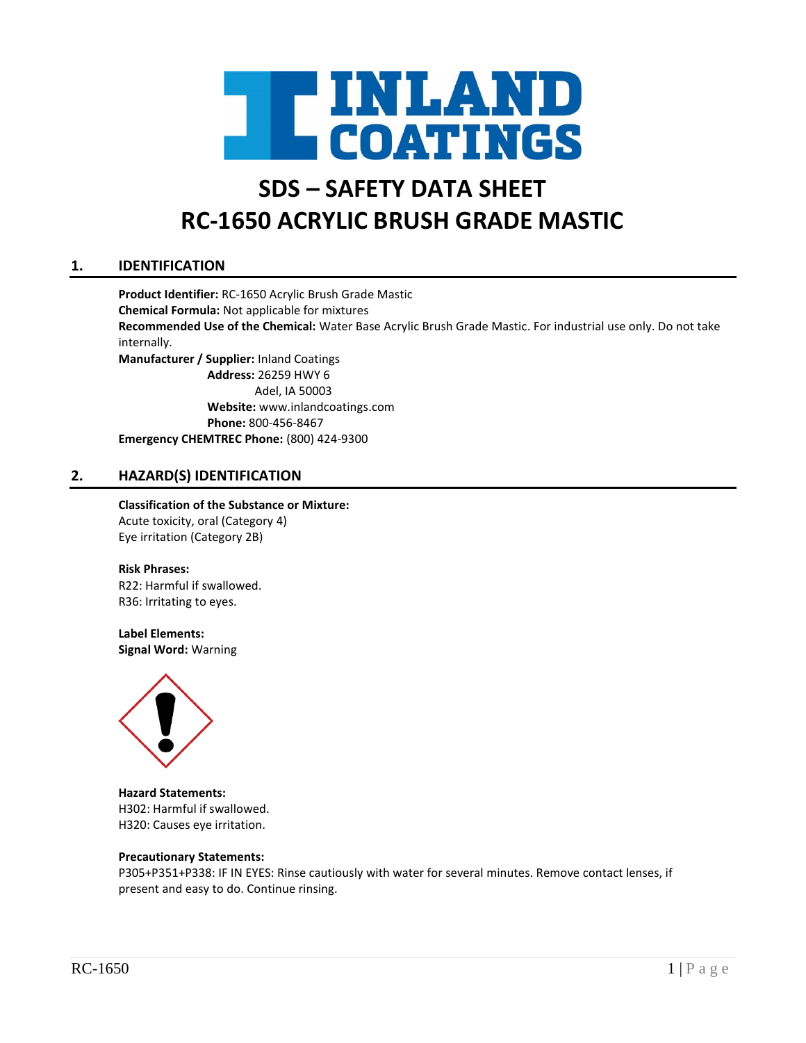# SDS – SAFETY DATA SHEET
# RC-1650 ACRYLIC BRUSH GRADE MASTIC

## 1. IDENTIFICATION

**Product Identifier:** RC-1650 Acrylic Brush Grade Mastic
**Chemical Formula:** Not applicable for mixtures
**Recommended Use of the Chemical:** Water Base Acrylic Brush Grade Mastic. For industrial use only. Do not take internally.
**Manufacturer / Supplier:** Inland Coatings
**Address:** 26259 HWY 6
Adel, IA 50003
**Website:** www.inlandcoatings.com
**Phone:** 800-456-8467
**Emergency CHEMTREC Phone:** (800) 424-9300

## 2. HAZARD(S) IDENTIFICATION

**Classification of the Substance or Mixture:**
Acute toxicity, oral (Category 4)
Eye irritation (Category 2B)

**Risk Phrases:**
R22: Harmful if swallowed.
R36: Irritating to eyes.

**Label Elements:**
**Signal Word:** Warning

**Hazard Statements:**
H302: Harmful if swallowed.
H320: Causes eye irritation.

**Precautionary Statements:**
P305+P351+P338: IF IN EYES: Rinse cautiously with water for several minutes. Remove contact lenses, if present and easy to do. Continue rinsing.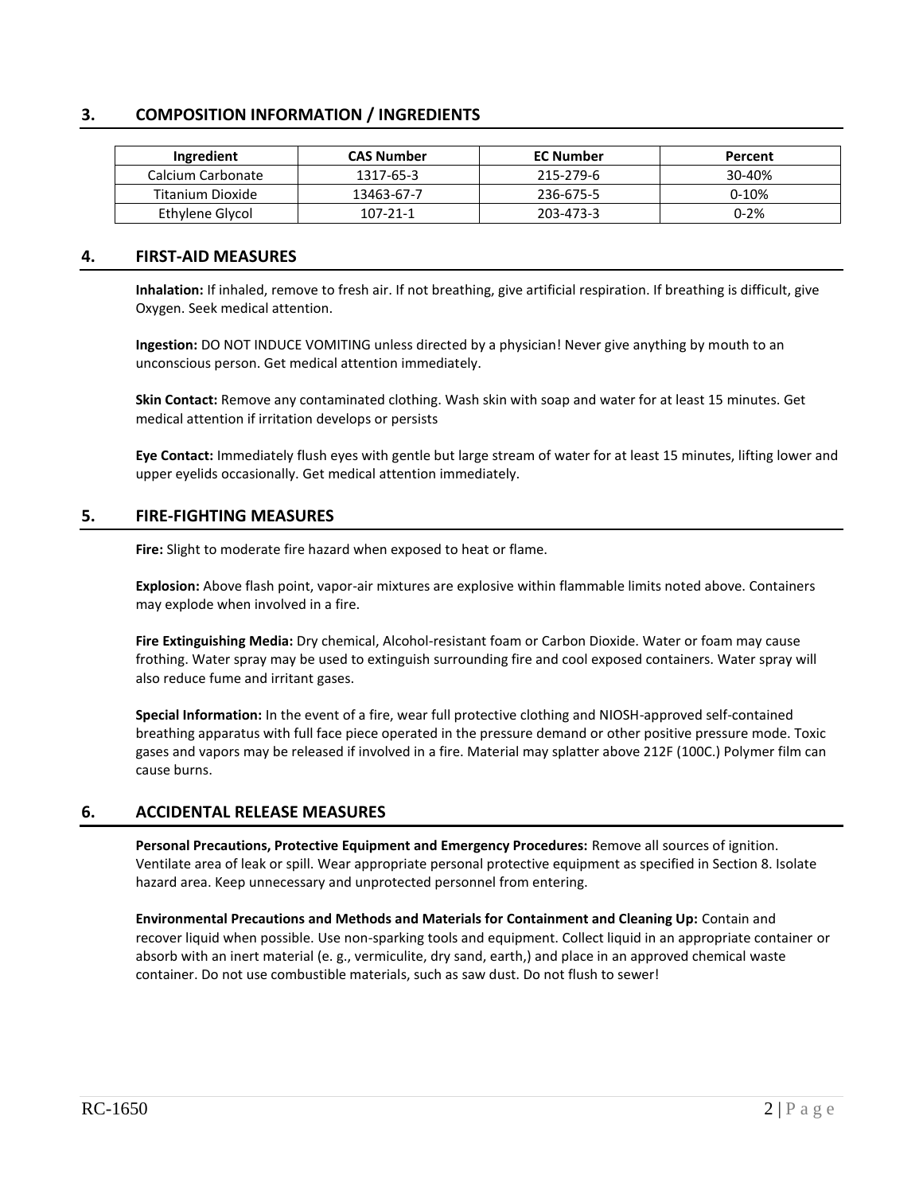## 3. COMPOSITION INFORMATION / INGREDIENTS

| Ingredient | CAS Number | EC Number | Percent |
|---|---|---|---|
| Calcium Carbonate | 1317-65-3 | 215-279-6 | 30-40% |
| Titanium Dioxide | 13463-67-7 | 236-675-5 | 0-10% |
| Ethylene Glycol | 107-21-1 | 203-473-3 | 0-2% |

## 4. FIRST-AID MEASURES

**Inhalation:** If inhaled, remove to fresh air. If not breathing, give artificial respiration. If breathing is difficult, give Oxygen. Seek medical attention.

**Ingestion:** DO NOT INDUCE VOMITING unless directed by a physician! Never give anything by mouth to an unconscious person. Get medical attention immediately.

**Skin Contact:** Remove any contaminated clothing. Wash skin with soap and water for at least 15 minutes. Get medical attention if irritation develops or persists

**Eye Contact:** Immediately flush eyes with gentle but large stream of water for at least 15 minutes, lifting lower and upper eyelids occasionally. Get medical attention immediately.

## 5. FIRE-FIGHTING MEASURES

**Fire:** Slight to moderate fire hazard when exposed to heat or flame.

**Explosion:** Above flash point, vapor-air mixtures are explosive within flammable limits noted above. Containers may explode when involved in a fire.

**Fire Extinguishing Media:** Dry chemical, Alcohol-resistant foam or Carbon Dioxide. Water or foam may cause frothing. Water spray may be used to extinguish surrounding fire and cool exposed containers. Water spray will also reduce fume and irritant gases.

**Special Information:** In the event of a fire, wear full protective clothing and NIOSH-approved self-contained breathing apparatus with full face piece operated in the pressure demand or other positive pressure mode. Toxic gases and vapors may be released if involved in a fire. Material may splatter above 212F (100C.) Polymer film can cause burns.

## 6. ACCIDENTAL RELEASE MEASURES

**Personal Precautions, Protective Equipment and Emergency Procedures:** Remove all sources of ignition. Ventilate area of leak or spill. Wear appropriate personal protective equipment as specified in Section 8. Isolate hazard area. Keep unnecessary and unprotected personnel from entering.

**Environmental Precautions and Methods and Materials for Containment and Cleaning Up:** Contain and recover liquid when possible. Use non-sparking tools and equipment. Collect liquid in an appropriate container or absorb with an inert material (e. g., vermiculite, dry sand, earth,) and place in an approved chemical waste container. Do not use combustible materials, such as saw dust. Do not flush to sewer!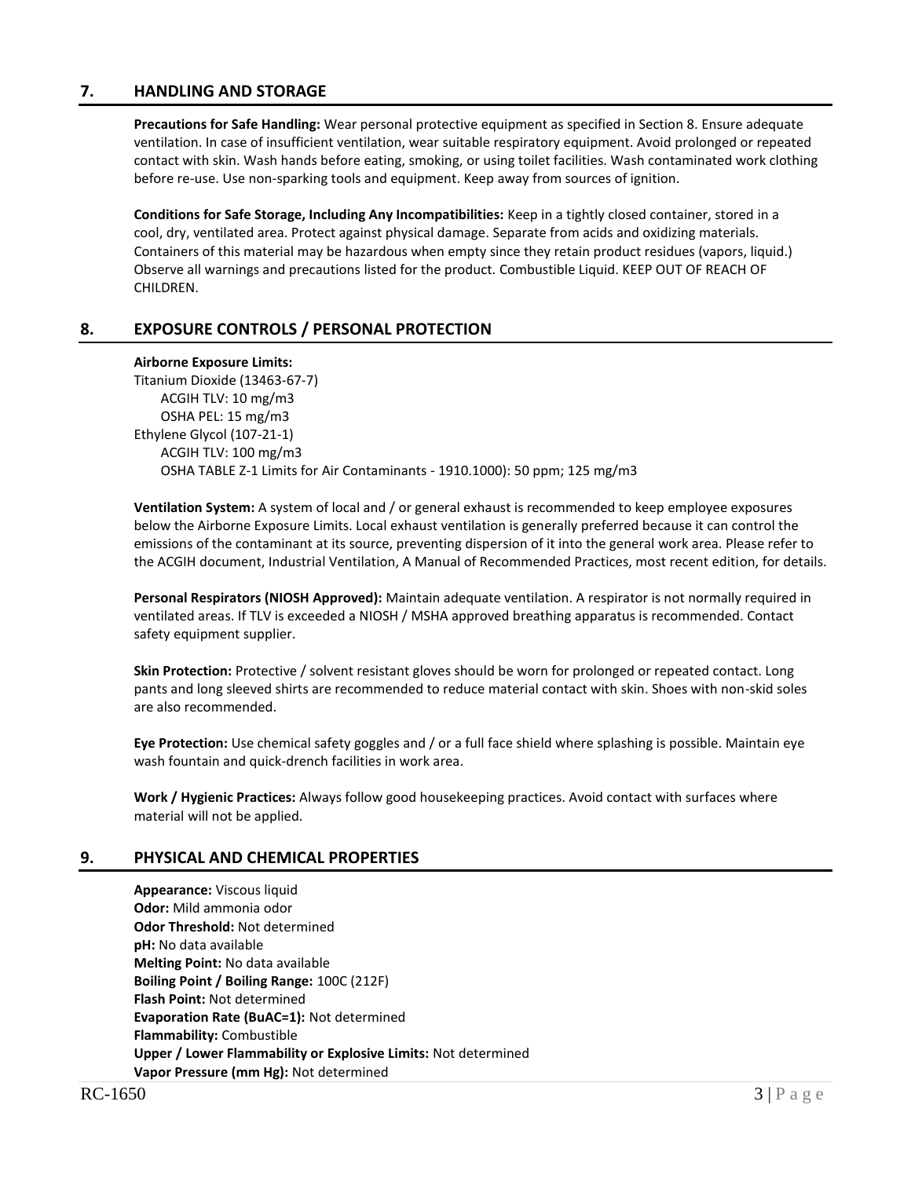## 7. HANDLING AND STORAGE

**Precautions for Safe Handling:** Wear personal protective equipment as specified in Section 8. Ensure adequate ventilation. In case of insufficient ventilation, wear suitable respiratory equipment. Avoid prolonged or repeated contact with skin. Wash hands before eating, smoking, or using toilet facilities. Wash contaminated work clothing before re-use. Use non-sparking tools and equipment. Keep away from sources of ignition.

**Conditions for Safe Storage, Including Any Incompatibilities:** Keep in a tightly closed container, stored in a cool, dry, ventilated area. Protect against physical damage. Separate from acids and oxidizing materials. Containers of this material may be hazardous when empty since they retain product residues (vapors, liquid.) Observe all warnings and precautions listed for the product. Combustible Liquid. KEEP OUT OF REACH OF CHILDREN.

## 8. EXPOSURE CONTROLS / PERSONAL PROTECTION

**Airborne Exposure Limits:**

Titanium Dioxide (13463-67-7)
- ACGIH TLV: 10 mg/m3
- OSHA PEL: 15 mg/m3

Ethylene Glycol (107-21-1)
- ACGIH TLV: 100 mg/m3
- OSHA TABLE Z-1 Limits for Air Contaminants - 1910.1000): 50 ppm; 125 mg/m3

**Ventilation System:** A system of local and / or general exhaust is recommended to keep employee exposures below the Airborne Exposure Limits. Local exhaust ventilation is generally preferred because it can control the emissions of the contaminant at its source, preventing dispersion of it into the general work area. Please refer to the ACGIH document, Industrial Ventilation, A Manual of Recommended Practices, most recent edition, for details.

**Personal Respirators (NIOSH Approved):** Maintain adequate ventilation. A respirator is not normally required in ventilated areas. If TLV is exceeded a NIOSH / MSHA approved breathing apparatus is recommended. Contact safety equipment supplier.

**Skin Protection:** Protective / solvent resistant gloves should be worn for prolonged or repeated contact. Long pants and long sleeved shirts are recommended to reduce material contact with skin. Shoes with non-skid soles are also recommended.

**Eye Protection:** Use chemical safety goggles and / or a full face shield where splashing is possible. Maintain eye wash fountain and quick-drench facilities in work area.

**Work / Hygienic Practices:** Always follow good housekeeping practices. Avoid contact with surfaces where material will not be applied.

## 9. PHYSICAL AND CHEMICAL PROPERTIES

**Appearance:** Viscous liquid
**Odor:** Mild ammonia odor
**Odor Threshold:** Not determined
**pH:** No data available
**Melting Point:** No data available
**Boiling Point / Boiling Range:** 100C (212F)
**Flash Point:** Not determined
**Evaporation Rate (BuAC=1):** Not determined
**Flammability:** Combustible
**Upper / Lower Flammability or Explosive Limits:** Not determined
**Vapor Pressure (mm Hg):** Not determined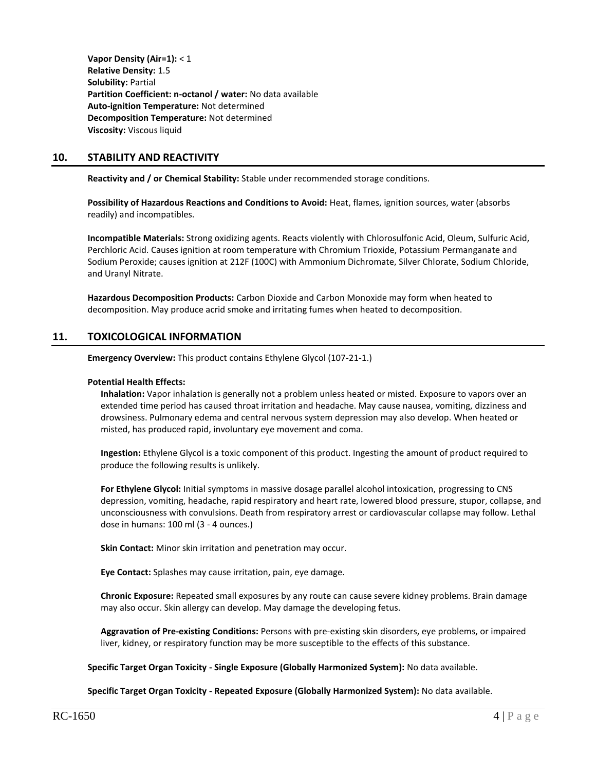**Vapor Density (Air=1):** < 1
**Relative Density:** 1.5
**Solubility:** Partial
**Partition Coefficient: n-octanol / water:** No data available
**Auto-ignition Temperature:** Not determined
**Decomposition Temperature:** Not determined
**Viscosity:** Viscous liquid

## 10. STABILITY AND REACTIVITY

**Reactivity and / or Chemical Stability:** Stable under recommended storage conditions.

**Possibility of Hazardous Reactions and Conditions to Avoid:** Heat, flames, ignition sources, water (absorbs readily) and incompatibles.

**Incompatible Materials:** Strong oxidizing agents. Reacts violently with Chlorosulfonic Acid, Oleum, Sulfuric Acid, Perchloric Acid. Causes ignition at room temperature with Chromium Trioxide, Potassium Permanganate and Sodium Peroxide; causes ignition at 212F (100C) with Ammonium Dichromate, Silver Chlorate, Sodium Chloride, and Uranyl Nitrate.

**Hazardous Decomposition Products:** Carbon Dioxide and Carbon Monoxide may form when heated to decomposition. May produce acrid smoke and irritating fumes when heated to decomposition.

## 11. TOXICOLOGICAL INFORMATION

**Emergency Overview:** This product contains Ethylene Glycol (107-21-1.)

**Potential Health Effects:**

**Inhalation:** Vapor inhalation is generally not a problem unless heated or misted. Exposure to vapors over an extended time period has caused throat irritation and headache. May cause nausea, vomiting, dizziness and drowsiness. Pulmonary edema and central nervous system depression may also develop. When heated or misted, has produced rapid, involuntary eye movement and coma.

**Ingestion:** Ethylene Glycol is a toxic component of this product. Ingesting the amount of product required to produce the following results is unlikely.

**For Ethylene Glycol:** Initial symptoms in massive dosage parallel alcohol intoxication, progressing to CNS depression, vomiting, headache, rapid respiratory and heart rate, lowered blood pressure, stupor, collapse, and unconsciousness with convulsions. Death from respiratory arrest or cardiovascular collapse may follow. Lethal dose in humans: 100 ml (3 - 4 ounces.)

**Skin Contact:** Minor skin irritation and penetration may occur.

**Eye Contact:** Splashes may cause irritation, pain, eye damage.

**Chronic Exposure:** Repeated small exposures by any route can cause severe kidney problems. Brain damage may also occur. Skin allergy can develop. May damage the developing fetus.

**Aggravation of Pre-existing Conditions:** Persons with pre-existing skin disorders, eye problems, or impaired liver, kidney, or respiratory function may be more susceptible to the effects of this substance.

**Specific Target Organ Toxicity - Single Exposure (Globally Harmonized System):** No data available.

**Specific Target Organ Toxicity - Repeated Exposure (Globally Harmonized System):** No data available.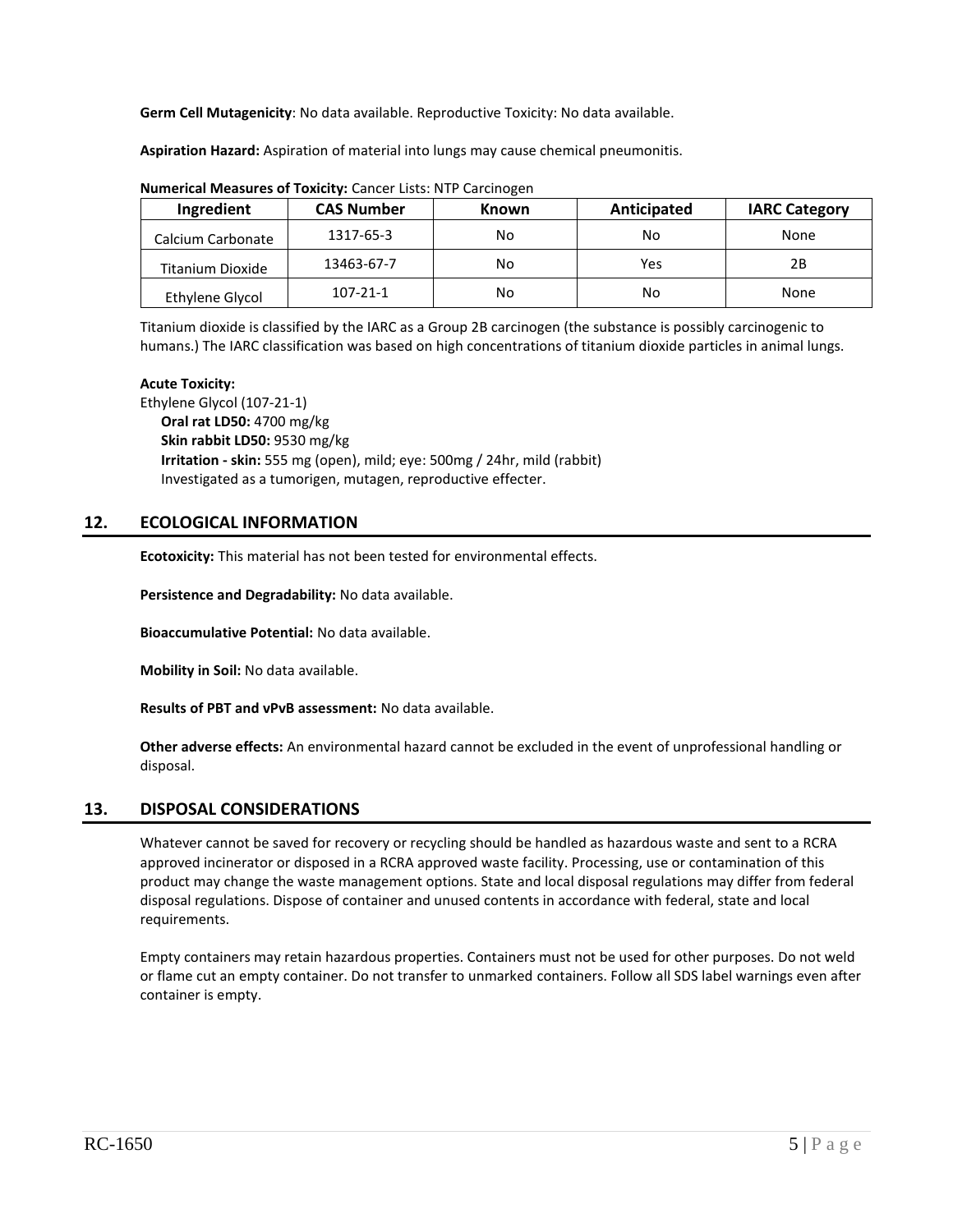**Germ Cell Mutagenicity**: No data available. Reproductive Toxicity: No data available.

**Aspiration Hazard:** Aspiration of material into lungs may cause chemical pneumonitis.

**Numerical Measures of Toxicity:** Cancer Lists: NTP Carcinogen

| Ingredient | CAS Number | Known | Anticipated | IARC Category |
|---|---|---|---|---|
| Calcium Carbonate | 1317-65-3 | No | No | None |
| Titanium Dioxide | 13463-67-7 | No | Yes | 2B |
| Ethylene Glycol | 107-21-1 | No | No | None |

Titanium dioxide is classified by the IARC as a Group 2B carcinogen (the substance is possibly carcinogenic to humans.) The IARC classification was based on high concentrations of titanium dioxide particles in animal lungs.

**Acute Toxicity:**
Ethylene Glycol (107-21-1)
**Oral rat LD50:** 4700 mg/kg
**Skin rabbit LD50:** 9530 mg/kg
**Irritation - skin:** 555 mg (open), mild; eye: 500mg / 24hr, mild (rabbit)
Investigated as a tumorigen, mutagen, reproductive effecter.

## 12. ECOLOGICAL INFORMATION

**Ecotoxicity:** This material has not been tested for environmental effects.

**Persistence and Degradability:** No data available.

**Bioaccumulative Potential:** No data available.

**Mobility in Soil:** No data available.

**Results of PBT and vPvB assessment:** No data available.

**Other adverse effects:** An environmental hazard cannot be excluded in the event of unprofessional handling or disposal.

## 13. DISPOSAL CONSIDERATIONS

Whatever cannot be saved for recovery or recycling should be handled as hazardous waste and sent to a RCRA approved incinerator or disposed in a RCRA approved waste facility. Processing, use or contamination of this product may change the waste management options. State and local disposal regulations may differ from federal disposal regulations. Dispose of container and unused contents in accordance with federal, state and local requirements.

Empty containers may retain hazardous properties. Containers must not be used for other purposes. Do not weld or flame cut an empty container. Do not transfer to unmarked containers. Follow all SDS label warnings even after container is empty.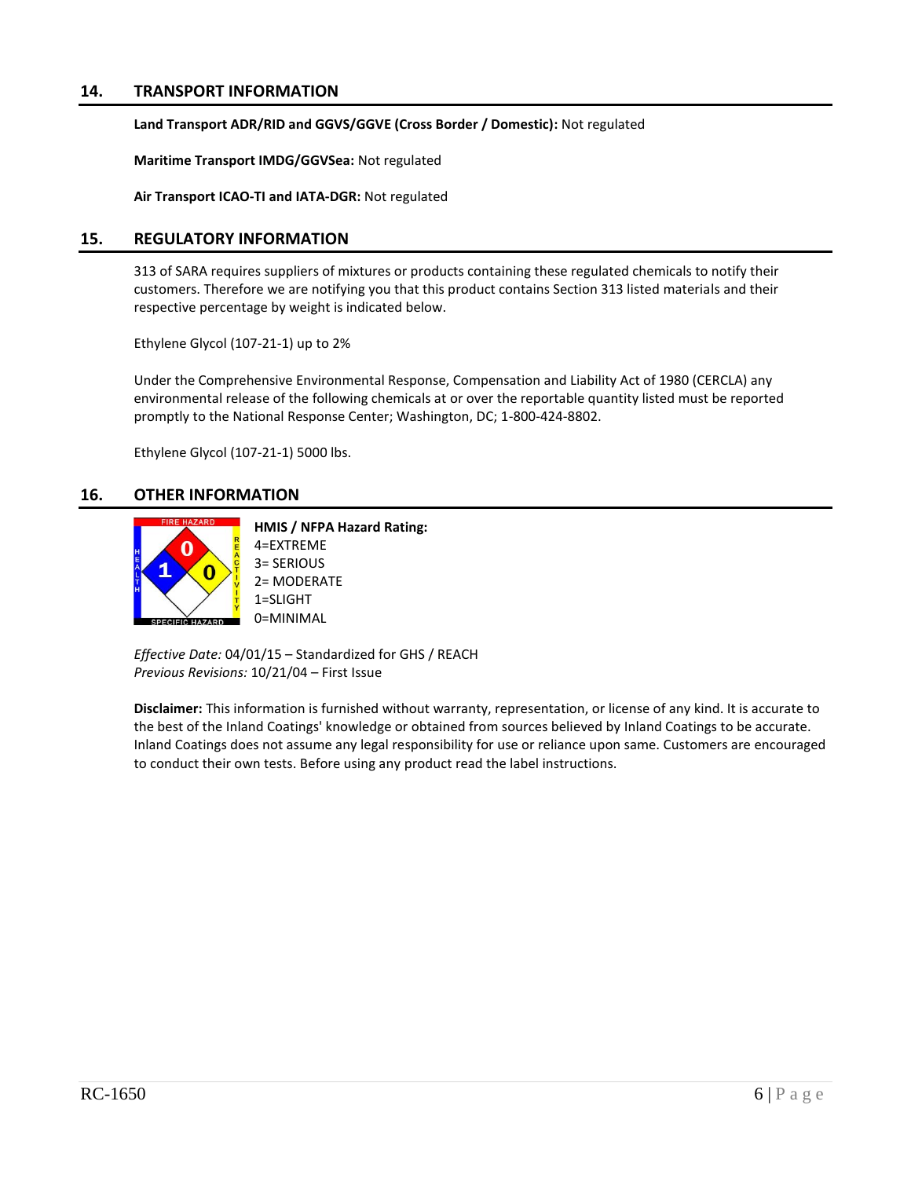## 14. TRANSPORT INFORMATION

**Land Transport ADR/RID and GGVS/GGVE (Cross Border / Domestic):** Not regulated

**Maritime Transport IMDG/GGVSea:** Not regulated

**Air Transport ICAO-TI and IATA-DGR:** Not regulated

## 15. REGULATORY INFORMATION

313 of SARA requires suppliers of mixtures or products containing these regulated chemicals to notify their customers. Therefore we are notifying you that this product contains Section 313 listed materials and their respective percentage by weight is indicated below.

Ethylene Glycol (107-21-1) up to 2%

Under the Comprehensive Environmental Response, Compensation and Liability Act of 1980 (CERCLA) any environmental release of the following chemicals at or over the reportable quantity listed must be reported promptly to the National Response Center; Washington, DC; 1-800-424-8802.

Ethylene Glycol (107-21-1) 5000 lbs.

## 16. OTHER INFORMATION

FIRE HAZARD 0
HEALTH 1
REACTIVITY 0
SPECIFIC HAZARD

**HMIS / NFPA Hazard Rating:**
4=EXTREME
3= SERIOUS
2= MODERATE
1=SLIGHT
0=MINIMAL

*Effective Date:* 04/01/15 – Standardized for GHS / REACH
*Previous Revisions:* 10/21/04 – First Issue

**Disclaimer:** This information is furnished without warranty, representation, or license of any kind. It is accurate to the best of the Inland Coatings' knowledge or obtained from sources believed by Inland Coatings to be accurate. Inland Coatings does not assume any legal responsibility for use or reliance upon same. Customers are encouraged to conduct their own tests. Before using any product read the label instructions.